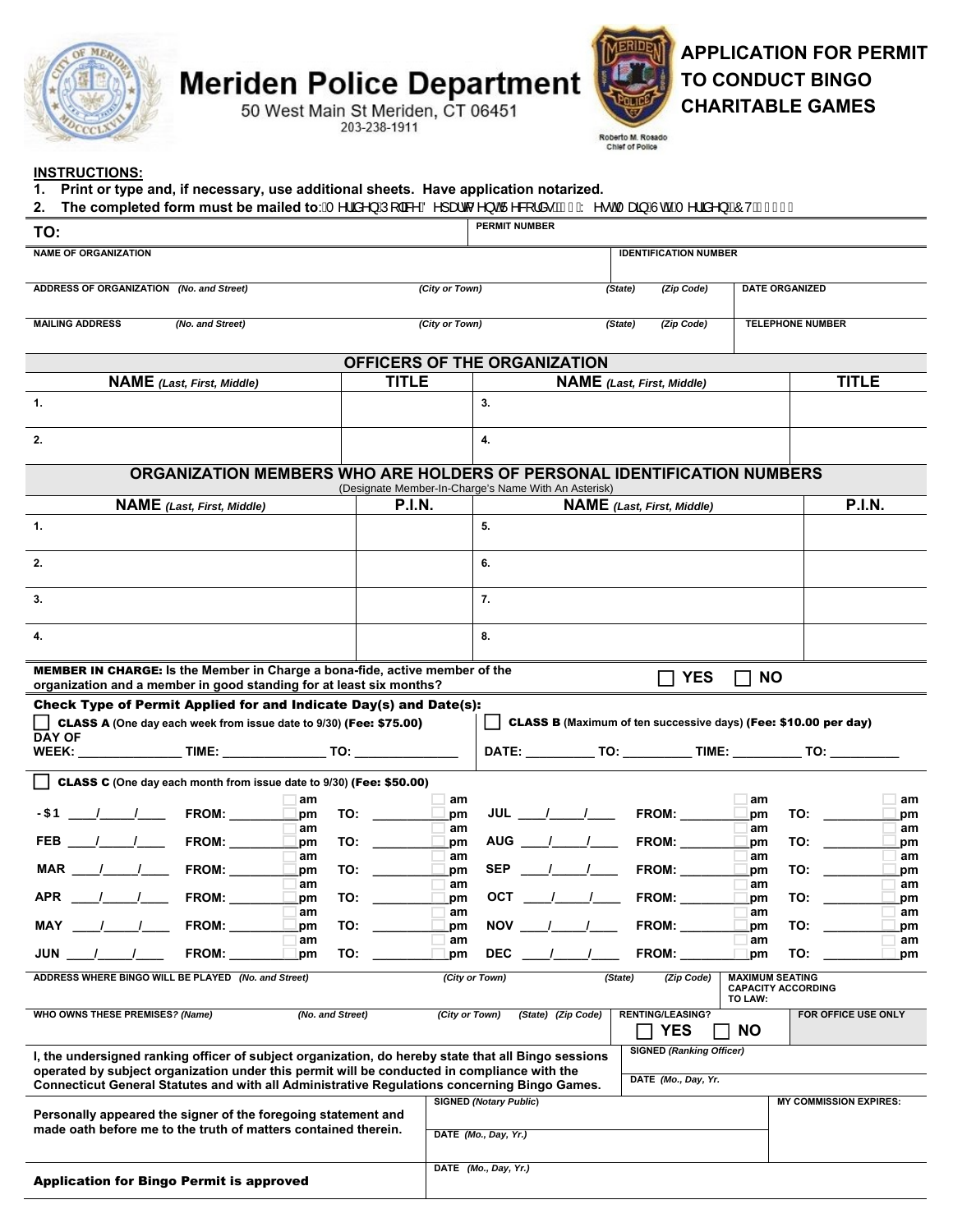# Meriden Police Department

50 West Main St Meriden, CT 06451
203-238-1911

Roberto M. Rosado
Chief of Police

## APPLICATION FOR PERMIT TO CONDUCT BINGO CHARITABLE GAMES

**INSTRUCTIONS:**

1. **Print or type and, if necessary, use additional sheets. Have application notarized.**
2. **The completed form must be mailed to:** Meriden Police Department Records 50 West Main St Meriden CT 06451

| TO: | PERMIT NUMBER |
|---|---|
| | |

| NAME OF ORGANIZATION | IDENTIFICATION NUMBER |
|---|---|
| | |

| ADDRESS OF ORGANIZATION *(No. and Street)* | *(City or Town)* | *(State)* | *(Zip Code)* | DATE ORGANIZED |
|---|---|---|---|---|
| | | | | |

| MAILING ADDRESS *(No. and Street)* | *(City or Town)* | *(State)* | *(Zip Code)* | TELEPHONE NUMBER |
|---|---|---|---|---|
| | | | | |

### OFFICERS OF THE ORGANIZATION

| NAME *(Last, First, Middle)* | TITLE | NAME *(Last, First, Middle)* | TITLE |
|---|---|---|---|
| 1. | | 3. | |
| 2. | | 4. | |

### ORGANIZATION MEMBERS WHO ARE HOLDERS OF PERSONAL IDENTIFICATION NUMBERS

(Designate Member-In-Charge's Name With An Asterisk)

| NAME *(Last, First, Middle)* | P.I.N. | NAME *(Last, First, Middle)* | P.I.N. |
|---|---|---|---|
| 1. | | 5. | |
| 2. | | 6. | |
| 3. | | 7. | |
| 4. | | 8. | |

**MEMBER IN CHARGE:** Is the Member in Charge a bona-fide, active member of the organization and a member in good standing for at least six months? ☐ YES ☐ NO

**Check Type of Permit Applied for and Indicate Day(s) and Date(s):**

☐ **CLASS A** (One day each week from issue date to 9/30) **(Fee: $75.00)**
DAY OF WEEK: _______________ TIME: _______________ TO: _______________

☐ **CLASS B** (Maximum of ten successive days) **(Fee: $10.00 per day)**
DATE: __________ TO: __________ TIME: __________ TO: __________

☐ **CLASS C** (One day each month from issue date to 9/30) **(Fee: $50.00)**

| Month | Date | FROM | TO | Month | Date | FROM | TO |
|---|---|---|---|---|---|---|---|
| -$1 | ___/___/___ | ________ ☐am ☐pm | ________ ☐am ☐pm | JUL | ___/___/___ | ________ ☐am ☐pm | ________ ☐am ☐pm |
| FEB | ___/___/___ | ________ ☐am ☐pm | ________ ☐am ☐pm | AUG | ___/___/___ | ________ ☐am ☐pm | ________ ☐am ☐pm |
| MAR | ___/___/___ | ________ ☐am ☐pm | ________ ☐am ☐pm | SEP | ___/___/___ | ________ ☐am ☐pm | ________ ☐am ☐pm |
| APR | ___/___/___ | ________ ☐am ☐pm | ________ ☐am ☐pm | OCT | ___/___/___ | ________ ☐am ☐pm | ________ ☐am ☐pm |
| MAY | ___/___/___ | ________ ☐am ☐pm | ________ ☐am ☐pm | NOV | ___/___/___ | ________ ☐am ☐pm | ________ ☐am ☐pm |
| JUN | ___/___/___ | ________ ☐am ☐pm | ________ ☐am ☐pm | DEC | ___/___/___ | ________ ☐am ☐pm | ________ ☐am ☐pm |

| ADDRESS WHERE BINGO WILL BE PLAYED *(No. and Street)* | *(City or Town)* | *(State)* | *(Zip Code)* | MAXIMUM SEATING CAPACITY ACCORDING TO LAW: |
|---|---|---|---|---|
| | | | | |

| WHO OWNS THESE PREMISES? *(Name)* | *(No. and Street)* | *(City or Town)* | *(State)* | *(Zip Code)* | RENTING/LEASING? | FOR OFFICE USE ONLY |
|---|---|---|---|---|---|---|
| | | | | | ☐ YES ☐ NO | |

I, the undersigned ranking officer of subject organization, do hereby state that all Bingo sessions operated by subject organization under this permit will be conducted in compliance with the Connecticut General Statutes and with all Administrative Regulations concerning Bingo Games.

SIGNED *(Ranking Officer)*

DATE *(Mo., Day, Yr.)*

Personally appeared the signer of the foregoing statement and made oath before me to the truth of matters contained therein.

SIGNED *(Notary Public)*

DATE *(Mo., Day, Yr.)*

MY COMMISSION EXPIRES:

**Application for Bingo Permit is approved**

DATE *(Mo., Day, Yr.)*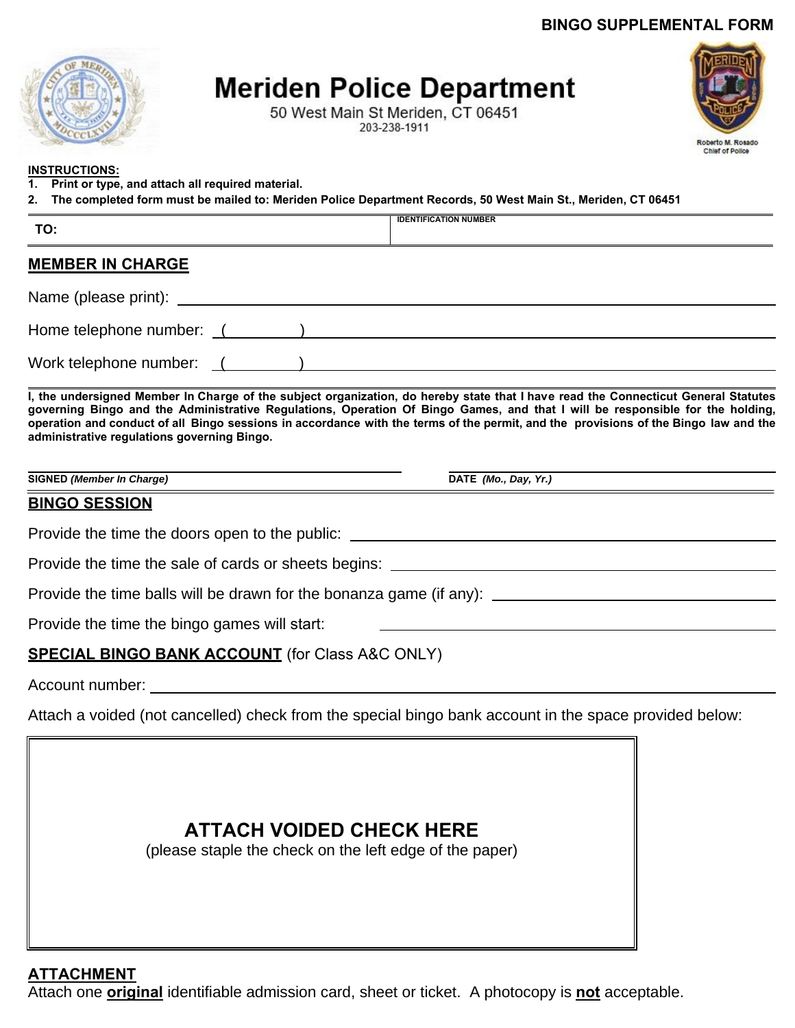**BINGO SUPPLEMENTAL FORM**

# Meriden Police Department

50 West Main St Meriden, CT 06451
203-238-1911

Roberto M. Rosado
Chief of Police

**INSTRUCTIONS:**

1. **Print or type, and attach all required material.**
2. **The completed form must be mailed to: Meriden Police Department Records, 50 West Main St., Meriden, CT 06451**

| TO: | IDENTIFICATION NUMBER |
|---|---|
| | |

## MEMBER IN CHARGE

Name (please print): ______________________________

Home telephone number: ( ) ______________________________

Work telephone number: ( ) ______________________________

**I, the undersigned Member In Charge of the subject organization, do hereby state that I have read the Connecticut General Statutes governing Bingo and the Administrative Regulations, Operation Of Bingo Games, and that I will be responsible for the holding, operation and conduct of all Bingo sessions in accordance with the terms of the permit, and the provisions of the Bingo law and the administrative regulations governing Bingo.**

______________________________ ______________________________
**SIGNED** ***(Member In Charge)*** **DATE** ***(Mo., Day, Yr.)***

## BINGO SESSION

Provide the time the doors open to the public: ______________________________

Provide the time the sale of cards or sheets begins: ______________________________

Provide the time balls will be drawn for the bonanza game (if any): ______________________________

Provide the time the bingo games will start: ______________________________

## SPECIAL BINGO BANK ACCOUNT (for Class A&C ONLY)

Account number: ______________________________

Attach a voided (not cancelled) check from the special bingo bank account in the space provided below:

**ATTACH VOIDED CHECK HERE**
(please staple the check on the left edge of the paper)

## ATTACHMENT

Attach one **original** identifiable admission card, sheet or ticket. A photocopy is **not** acceptable.